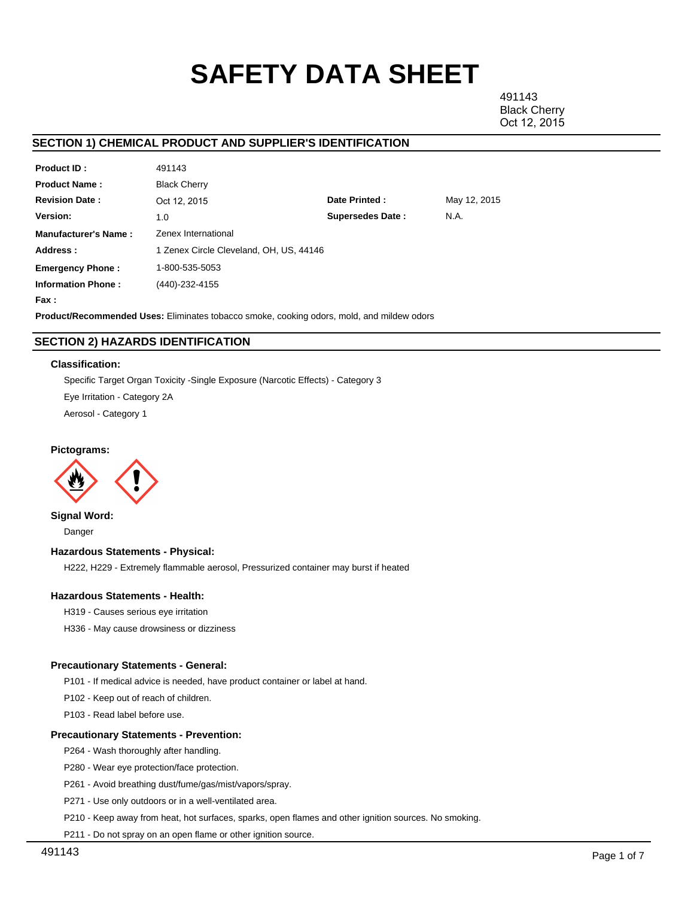# SAFETY DATA SHEET

491143
Black Cherry
Oct 12, 2015

## SECTION 1) CHEMICAL PRODUCT AND SUPPLIER'S IDENTIFICATION

| | | | |
|---|---|---|---|
| **Product ID :** | 491143 | | |
| **Product Name :** | Black Cherry | | |
| **Revision Date :** | Oct 12, 2015 | **Date Printed :** | May 12, 2015 |
| **Version:** | 1.0 | **Supersedes Date :** | N.A. |
| **Manufacturer's Name :** | Zenex International | | |
| **Address :** | 1 Zenex Circle Cleveland, OH, US, 44146 | | |
| **Emergency Phone :** | 1-800-535-5053 | | |
| **Information Phone :** | (440)-232-4155 | | |
| **Fax :** | | | |

**Product/Recommended Uses:** Eliminates tobacco smoke, cooking odors, mold, and mildew odors

## SECTION 2) HAZARDS IDENTIFICATION

### Classification:

Specific Target Organ Toxicity -Single Exposure (Narcotic Effects) - Category 3

Eye Irritation - Category 2A

Aerosol - Category 1

### Pictograms:

### Signal Word:

Danger

### Hazardous Statements - Physical:

H222, H229 - Extremely flammable aerosol, Pressurized container may burst if heated

### Hazardous Statements - Health:

H319 - Causes serious eye irritation

H336 - May cause drowsiness or dizziness

### Precautionary Statements - General:

P101 - If medical advice is needed, have product container or label at hand.

P102 - Keep out of reach of children.

P103 - Read label before use.

### Precautionary Statements - Prevention:

P264 - Wash thoroughly after handling.

P280 - Wear eye protection/face protection.

P261 - Avoid breathing dust/fume/gas/mist/vapors/spray.

P271 - Use only outdoors or in a well-ventilated area.

P210 - Keep away from heat, hot surfaces, sparks, open flames and other ignition sources. No smoking.

P211 - Do not spray on an open flame or other ignition source.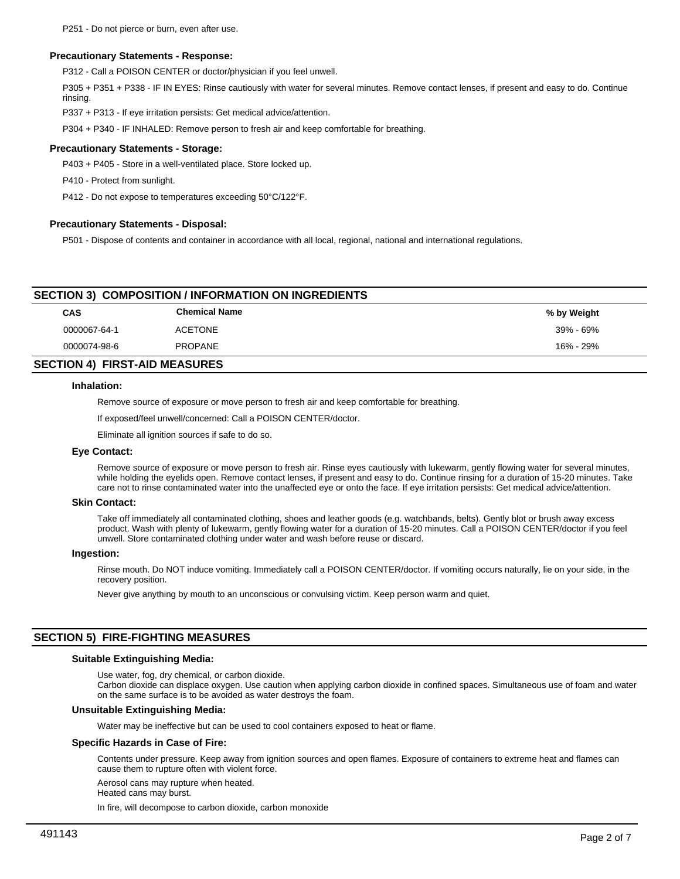P251 - Do not pierce or burn, even after use.

### Precautionary Statements - Response:

P312 - Call a POISON CENTER or doctor/physician if you feel unwell.

P305 + P351 + P338 - IF IN EYES: Rinse cautiously with water for several minutes. Remove contact lenses, if present and easy to do. Continue rinsing.

P337 + P313 - If eye irritation persists: Get medical advice/attention.

P304 + P340 - IF INHALED: Remove person to fresh air and keep comfortable for breathing.

### Precautionary Statements - Storage:

P403 + P405 - Store in a well-ventilated place. Store locked up.

P410 - Protect from sunlight.

P412 - Do not expose to temperatures exceeding 50°C/122°F.

### Precautionary Statements - Disposal:

P501 - Dispose of contents and container in accordance with all local, regional, national and international regulations.

## SECTION 3) COMPOSITION / INFORMATION ON INGREDIENTS

| CAS | Chemical Name | % by Weight |
|---|---|---|
| 0000067-64-1 | ACETONE | 39% - 69% |
| 0000074-98-6 | PROPANE | 16% - 29% |

## SECTION 4) FIRST-AID MEASURES

### Inhalation:

Remove source of exposure or move person to fresh air and keep comfortable for breathing.

If exposed/feel unwell/concerned: Call a POISON CENTER/doctor.

Eliminate all ignition sources if safe to do so.

### Eye Contact:

Remove source of exposure or move person to fresh air. Rinse eyes cautiously with lukewarm, gently flowing water for several minutes, while holding the eyelids open. Remove contact lenses, if present and easy to do. Continue rinsing for a duration of 15-20 minutes. Take care not to rinse contaminated water into the unaffected eye or onto the face. If eye irritation persists: Get medical advice/attention.

### Skin Contact:

Take off immediately all contaminated clothing, shoes and leather goods (e.g. watchbands, belts). Gently blot or brush away excess product. Wash with plenty of lukewarm, gently flowing water for a duration of 15-20 minutes. Call a POISON CENTER/doctor if you feel unwell. Store contaminated clothing under water and wash before reuse or discard.

### Ingestion:

Rinse mouth. Do NOT induce vomiting. Immediately call a POISON CENTER/doctor. If vomiting occurs naturally, lie on your side, in the recovery position.

Never give anything by mouth to an unconscious or convulsing victim. Keep person warm and quiet.

## SECTION 5) FIRE-FIGHTING MEASURES

### Suitable Extinguishing Media:

Use water, fog, dry chemical, or carbon dioxide.
Carbon dioxide can displace oxygen. Use caution when applying carbon dioxide in confined spaces. Simultaneous use of foam and water on the same surface is to be avoided as water destroys the foam.

### Unsuitable Extinguishing Media:

Water may be ineffective but can be used to cool containers exposed to heat or flame.

### Specific Hazards in Case of Fire:

Contents under pressure. Keep away from ignition sources and open flames. Exposure of containers to extreme heat and flames can cause them to rupture often with violent force.

Aerosol cans may rupture when heated.
Heated cans may burst.

In fire, will decompose to carbon dioxide, carbon monoxide

491143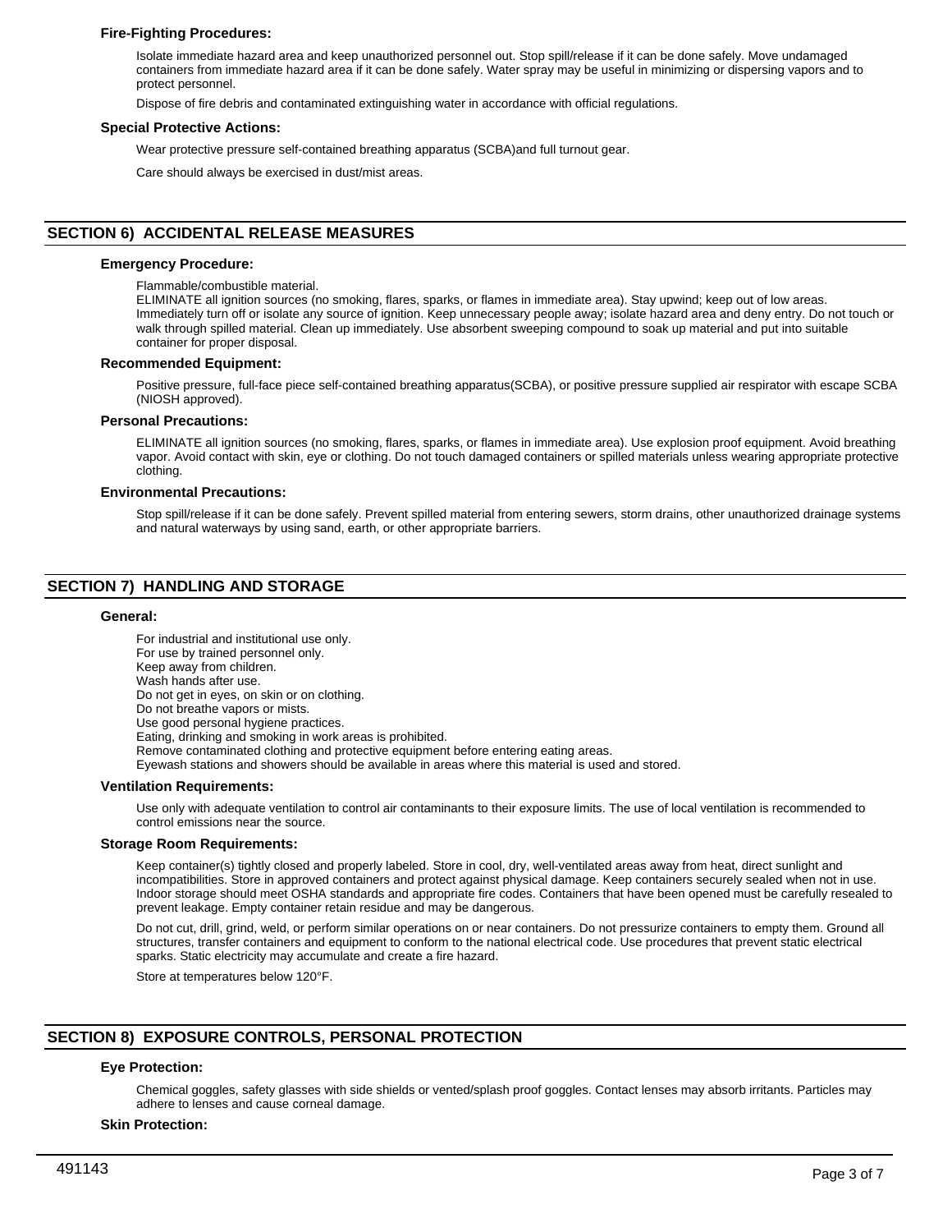### Fire-Fighting Procedures:

Isolate immediate hazard area and keep unauthorized personnel out. Stop spill/release if it can be done safely. Move undamaged containers from immediate hazard area if it can be done safely. Water spray may be useful in minimizing or dispersing vapors and to protect personnel.

Dispose of fire debris and contaminated extinguishing water in accordance with official regulations.

### Special Protective Actions:

Wear protective pressure self-contained breathing apparatus (SCBA)and full turnout gear.

Care should always be exercised in dust/mist areas.

## SECTION 6) ACCIDENTAL RELEASE MEASURES

### Emergency Procedure:

Flammable/combustible material.
ELIMINATE all ignition sources (no smoking, flares, sparks, or flames in immediate area). Stay upwind; keep out of low areas. Immediately turn off or isolate any source of ignition. Keep unnecessary people away; isolate hazard area and deny entry. Do not touch or walk through spilled material. Clean up immediately. Use absorbent sweeping compound to soak up material and put into suitable container for proper disposal.

### Recommended Equipment:

Positive pressure, full-face piece self-contained breathing apparatus(SCBA), or positive pressure supplied air respirator with escape SCBA (NIOSH approved).

### Personal Precautions:

ELIMINATE all ignition sources (no smoking, flares, sparks, or flames in immediate area). Use explosion proof equipment. Avoid breathing vapor. Avoid contact with skin, eye or clothing. Do not touch damaged containers or spilled materials unless wearing appropriate protective clothing.

### Environmental Precautions:

Stop spill/release if it can be done safely. Prevent spilled material from entering sewers, storm drains, other unauthorized drainage systems and natural waterways by using sand, earth, or other appropriate barriers.

## SECTION 7) HANDLING AND STORAGE

### General:

For industrial and institutional use only.
For use by trained personnel only.
Keep away from children.
Wash hands after use.
Do not get in eyes, on skin or on clothing.
Do not breathe vapors or mists.
Use good personal hygiene practices.
Eating, drinking and smoking in work areas is prohibited.
Remove contaminated clothing and protective equipment before entering eating areas.
Eyewash stations and showers should be available in areas where this material is used and stored.

### Ventilation Requirements:

Use only with adequate ventilation to control air contaminants to their exposure limits. The use of local ventilation is recommended to control emissions near the source.

### Storage Room Requirements:

Keep container(s) tightly closed and properly labeled. Store in cool, dry, well-ventilated areas away from heat, direct sunlight and incompatibilities. Store in approved containers and protect against physical damage. Keep containers securely sealed when not in use. Indoor storage should meet OSHA standards and appropriate fire codes. Containers that have been opened must be carefully resealed to prevent leakage. Empty container retain residue and may be dangerous.

Do not cut, drill, grind, weld, or perform similar operations on or near containers. Do not pressurize containers to empty them. Ground all structures, transfer containers and equipment to conform to the national electrical code. Use procedures that prevent static electrical sparks. Static electricity may accumulate and create a fire hazard.

Store at temperatures below 120°F.

## SECTION 8) EXPOSURE CONTROLS, PERSONAL PROTECTION

### Eye Protection:

Chemical goggles, safety glasses with side shields or vented/splash proof goggles. Contact lenses may absorb irritants. Particles may adhere to lenses and cause corneal damage.

### Skin Protection:

491143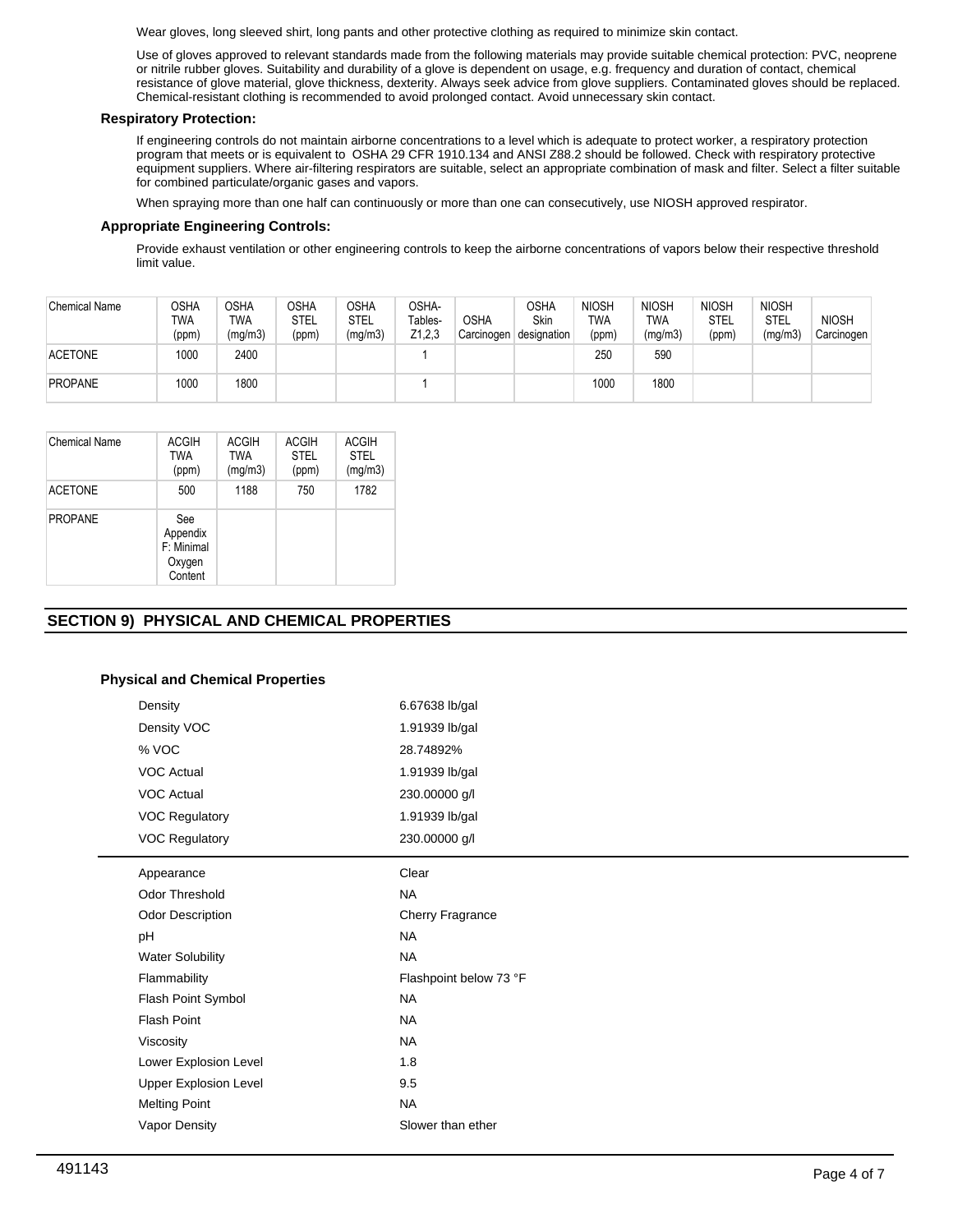Wear gloves, long sleeved shirt, long pants and other protective clothing as required to minimize skin contact.

Use of gloves approved to relevant standards made from the following materials may provide suitable chemical protection: PVC, neoprene or nitrile rubber gloves. Suitability and durability of a glove is dependent on usage, e.g. frequency and duration of contact, chemical resistance of glove material, glove thickness, dexterity. Always seek advice from glove suppliers. Contaminated gloves should be replaced. Chemical-resistant clothing is recommended to avoid prolonged contact. Avoid unnecessary skin contact.

### Respiratory Protection:

If engineering controls do not maintain airborne concentrations to a level which is adequate to protect worker, a respiratory protection program that meets or is equivalent to OSHA 29 CFR 1910.134 and ANSI Z88.2 should be followed. Check with respiratory protective equipment suppliers. Where air-filtering respirators are suitable, select an appropriate combination of mask and filter. Select a filter suitable for combined particulate/organic gases and vapors.

When spraying more than one half can continuously or more than one can consecutively, use NIOSH approved respirator.

### Appropriate Engineering Controls:

Provide exhaust ventilation or other engineering controls to keep the airborne concentrations of vapors below their respective threshold limit value.

| Chemical Name | OSHA TWA (ppm) | OSHA TWA (mg/m3) | OSHA STEL (ppm) | OSHA STEL (mg/m3) | OSHA-Tables-Z1,2,3 | OSHA Carcinogen | OSHA Skin designation | NIOSH TWA (ppm) | NIOSH TWA (mg/m3) | NIOSH STEL (ppm) | NIOSH STEL (mg/m3) | NIOSH Carcinogen |
|---|---|---|---|---|---|---|---|---|---|---|---|---|
| ACETONE | 1000 | 2400 | | | 1 | | | 250 | 590 | | | |
| PROPANE | 1000 | 1800 | | | 1 | | | 1000 | 1800 | | | |

| Chemical Name | ACGIH TWA (ppm) | ACGIH TWA (mg/m3) | ACGIH STEL (ppm) | ACGIH STEL (mg/m3) |
|---|---|---|---|---|
| ACETONE | 500 | 1188 | 750 | 1782 |
| PROPANE | See Appendix F: Minimal Oxygen Content | | | |

## SECTION 9) PHYSICAL AND CHEMICAL PROPERTIES

### Physical and Chemical Properties

| | |
|---|---|
| Density | 6.67638 lb/gal |
| Density VOC | 1.91939 lb/gal |
| % VOC | 28.74892% |
| VOC Actual | 1.91939 lb/gal |
| VOC Actual | 230.00000 g/l |
| VOC Regulatory | 1.91939 lb/gal |
| VOC Regulatory | 230.00000 g/l |

| | |
|---|---|
| Appearance | Clear |
| Odor Threshold | NA |
| Odor Description | Cherry Fragrance |
| pH | NA |
| Water Solubility | NA |
| Flammability | Flashpoint below 73 °F |
| Flash Point Symbol | NA |
| Flash Point | NA |
| Viscosity | NA |
| Lower Explosion Level | 1.8 |
| Upper Explosion Level | 9.5 |
| Melting Point | NA |
| Vapor Density | Slower than ether |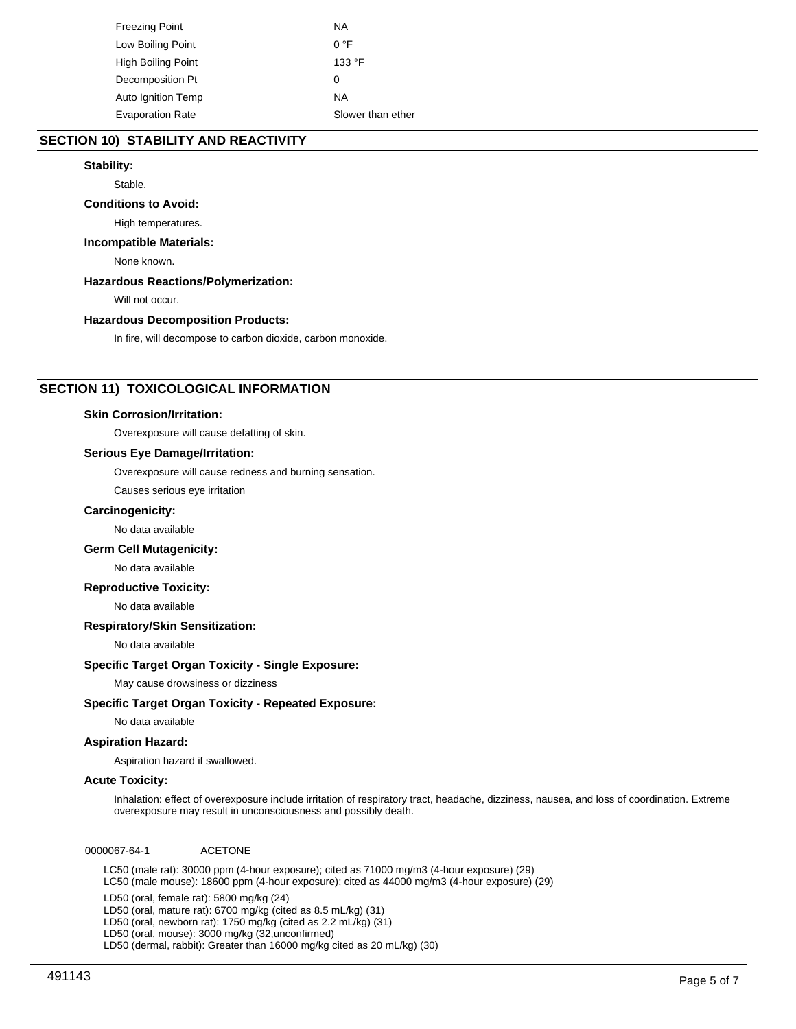| | |
|---|---|
| Freezing Point | NA |
| Low Boiling Point | 0 °F |
| High Boiling Point | 133 °F |
| Decomposition Pt | 0 |
| Auto Ignition Temp | NA |
| Evaporation Rate | Slower than ether |

## SECTION 10) STABILITY AND REACTIVITY

**Stability:**

Stable.

**Conditions to Avoid:**

High temperatures.

**Incompatible Materials:**

None known.

**Hazardous Reactions/Polymerization:**

Will not occur.

**Hazardous Decomposition Products:**

In fire, will decompose to carbon dioxide, carbon monoxide.

## SECTION 11) TOXICOLOGICAL INFORMATION

**Skin Corrosion/Irritation:**

Overexposure will cause defatting of skin.

**Serious Eye Damage/Irritation:**

Overexposure will cause redness and burning sensation.

Causes serious eye irritation

**Carcinogenicity:**

No data available

**Germ Cell Mutagenicity:**

No data available

**Reproductive Toxicity:**

No data available

**Respiratory/Skin Sensitization:**

No data available

**Specific Target Organ Toxicity - Single Exposure:**

May cause drowsiness or dizziness

**Specific Target Organ Toxicity - Repeated Exposure:**

No data available

**Aspiration Hazard:**

Aspiration hazard if swallowed.

**Acute Toxicity:**

Inhalation: effect of overexposure include irritation of respiratory tract, headache, dizziness, nausea, and loss of coordination. Extreme overexposure may result in unconsciousness and possibly death.

0000067-64-1 ACETONE

LC50 (male rat): 30000 ppm (4-hour exposure); cited as 71000 mg/m3 (4-hour exposure) (29)
LC50 (male mouse): 18600 ppm (4-hour exposure); cited as 44000 mg/m3 (4-hour exposure) (29)

LD50 (oral, female rat): 5800 mg/kg (24)
LD50 (oral, mature rat): 6700 mg/kg (cited as 8.5 mL/kg) (31)
LD50 (oral, newborn rat): 1750 mg/kg (cited as 2.2 mL/kg) (31)
LD50 (oral, mouse): 3000 mg/kg (32,unconfirmed)
LD50 (dermal, rabbit): Greater than 16000 mg/kg cited as 20 mL/kg) (30)

491143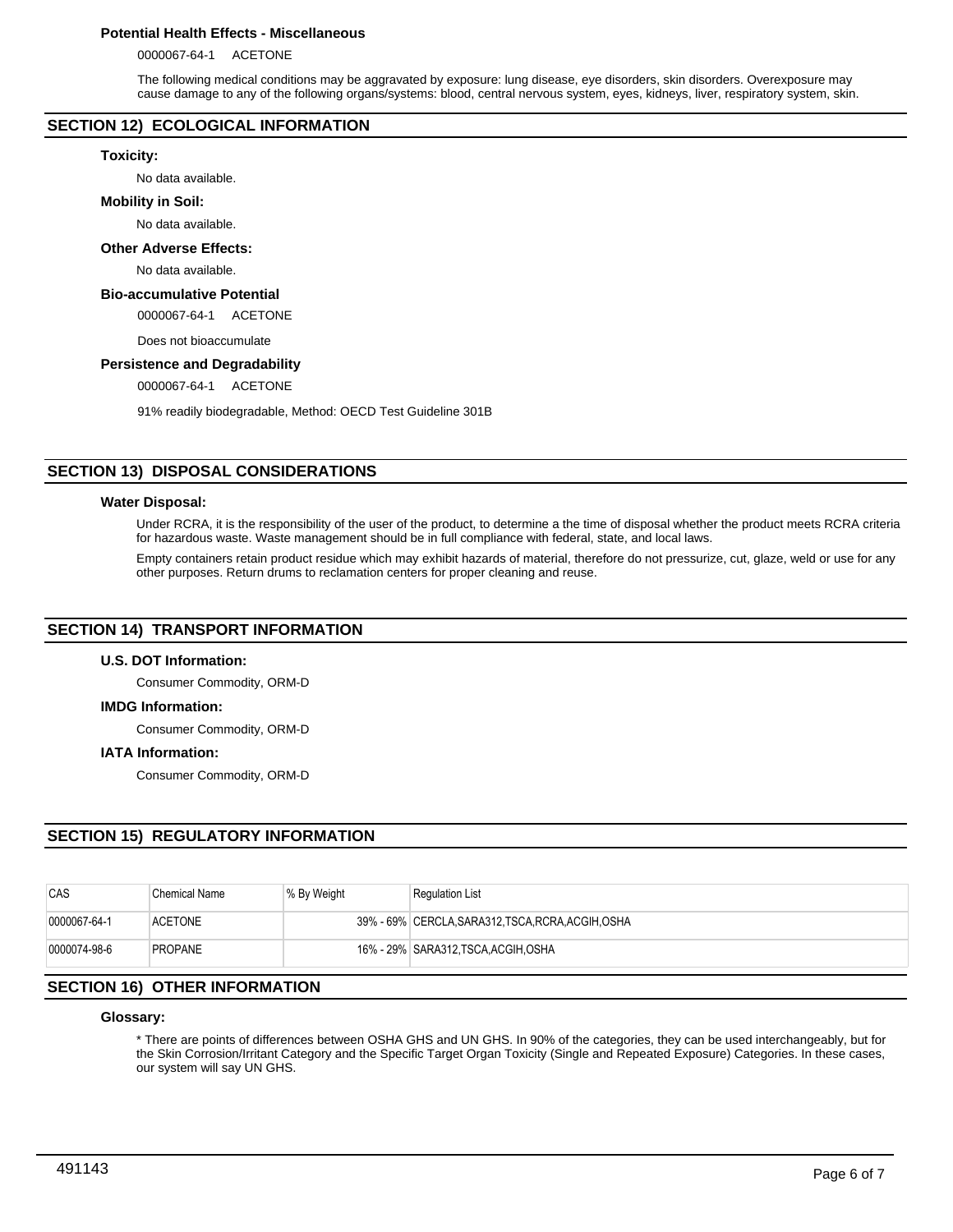### Potential Health Effects - Miscellaneous

0000067-64-1 ACETONE

The following medical conditions may be aggravated by exposure: lung disease, eye disorders, skin disorders. Overexposure may cause damage to any of the following organs/systems: blood, central nervous system, eyes, kidneys, liver, respiratory system, skin.

## SECTION 12) ECOLOGICAL INFORMATION

### Toxicity:

No data available.

### Mobility in Soil:

No data available.

### Other Adverse Effects:

No data available.

### Bio-accumulative Potential

0000067-64-1 ACETONE

Does not bioaccumulate

### Persistence and Degradability

0000067-64-1 ACETONE

91% readily biodegradable, Method: OECD Test Guideline 301B

## SECTION 13) DISPOSAL CONSIDERATIONS

### Water Disposal:

Under RCRA, it is the responsibility of the user of the product, to determine a the time of disposal whether the product meets RCRA criteria for hazardous waste. Waste management should be in full compliance with federal, state, and local laws.

Empty containers retain product residue which may exhibit hazards of material, therefore do not pressurize, cut, glaze, weld or use for any other purposes. Return drums to reclamation centers for proper cleaning and reuse.

## SECTION 14) TRANSPORT INFORMATION

### U.S. DOT Information:

Consumer Commodity, ORM-D

### IMDG Information:

Consumer Commodity, ORM-D

### IATA Information:

Consumer Commodity, ORM-D

## SECTION 15) REGULATORY INFORMATION

| CAS | Chemical Name | % By Weight | Regulation List |
|---|---|---|---|
| 0000067-64-1 | ACETONE | 39% - 69% | CERCLA,SARA312,TSCA,RCRA,ACGIH,OSHA |
| 0000074-98-6 | PROPANE | 16% - 29% | SARA312,TSCA,ACGIH,OSHA |

## SECTION 16) OTHER INFORMATION

### Glossary:

* There are points of differences between OSHA GHS and UN GHS. In 90% of the categories, they can be used interchangeably, but for the Skin Corrosion/Irritant Category and the Specific Target Organ Toxicity (Single and Repeated Exposure) Categories. In these cases, our system will say UN GHS.

491143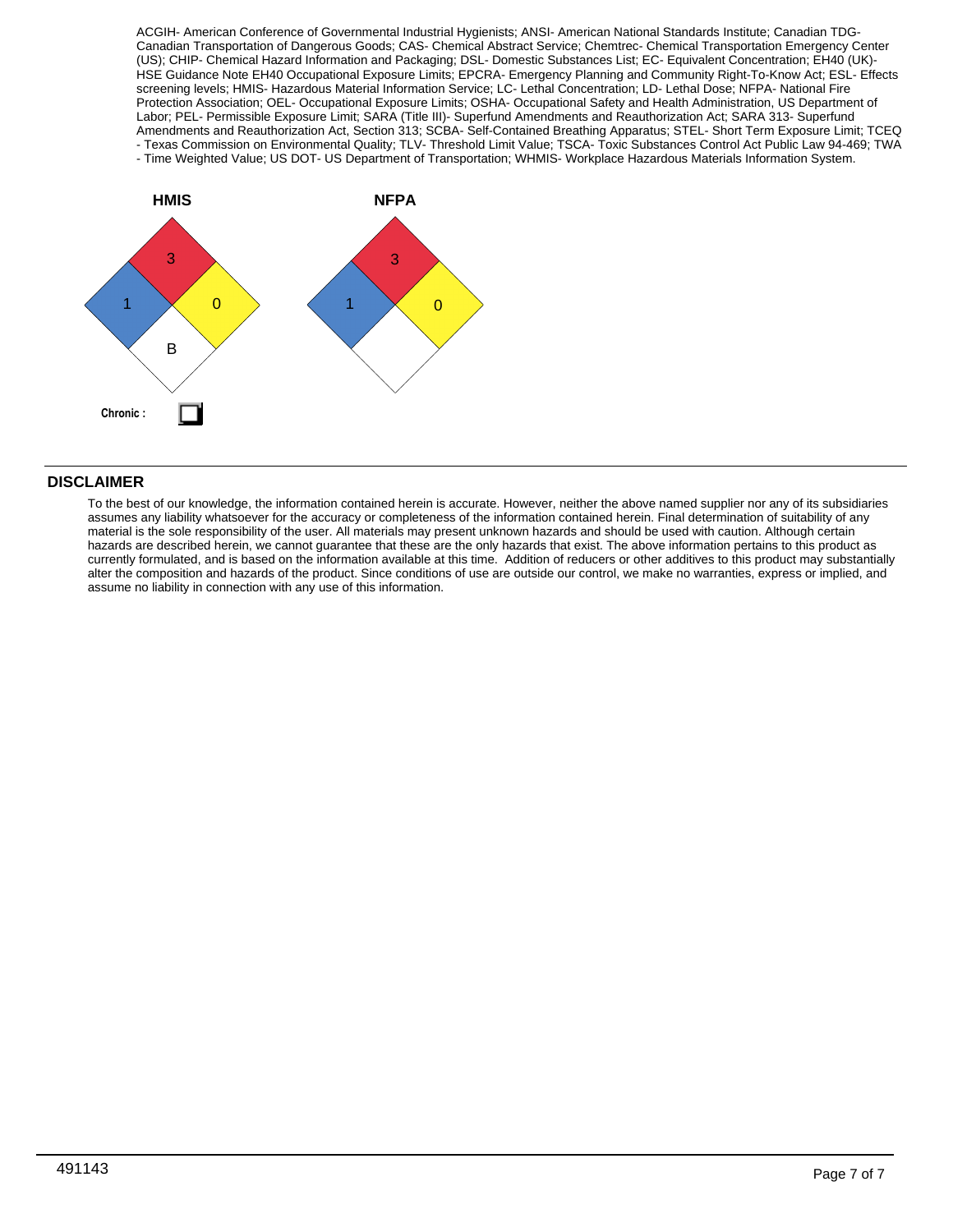ACGIH- American Conference of Governmental Industrial Hygienists; ANSI- American National Standards Institute; Canadian TDG- Canadian Transportation of Dangerous Goods; CAS- Chemical Abstract Service; Chemtrec- Chemical Transportation Emergency Center (US); CHIP- Chemical Hazard Information and Packaging; DSL- Domestic Substances List; EC- Equivalent Concentration; EH40 (UK)- HSE Guidance Note EH40 Occupational Exposure Limits; EPCRA- Emergency Planning and Community Right-To-Know Act; ESL- Effects screening levels; HMIS- Hazardous Material Information Service; LC- Lethal Concentration; LD- Lethal Dose; NFPA- National Fire Protection Association; OEL- Occupational Exposure Limits; OSHA- Occupational Safety and Health Administration, US Department of Labor; PEL- Permissible Exposure Limit; SARA (Title III)- Superfund Amendments and Reauthorization Act; SARA 313- Superfund Amendments and Reauthorization Act, Section 313; SCBA- Self-Contained Breathing Apparatus; STEL- Short Term Exposure Limit; TCEQ - Texas Commission on Environmental Quality; TLV- Threshold Limit Value; TSCA- Toxic Substances Control Act Public Law 94-469; TWA - Time Weighted Value; US DOT- US Department of Transportation; WHMIS- Workplace Hazardous Materials Information System.

**HMIS**

3

1

0

B

Chronic :

**NFPA**

3

1

0

## DISCLAIMER

To the best of our knowledge, the information contained herein is accurate. However, neither the above named supplier nor any of its subsidiaries assumes any liability whatsoever for the accuracy or completeness of the information contained herein. Final determination of suitability of any material is the sole responsibility of the user. All materials may present unknown hazards and should be used with caution. Although certain hazards are described herein, we cannot guarantee that these are the only hazards that exist. The above information pertains to this product as currently formulated, and is based on the information available at this time. Addition of reducers or other additives to this product may substantially alter the composition and hazards of the product. Since conditions of use are outside our control, we make no warranties, express or implied, and assume no liability in connection with any use of this information.

491143